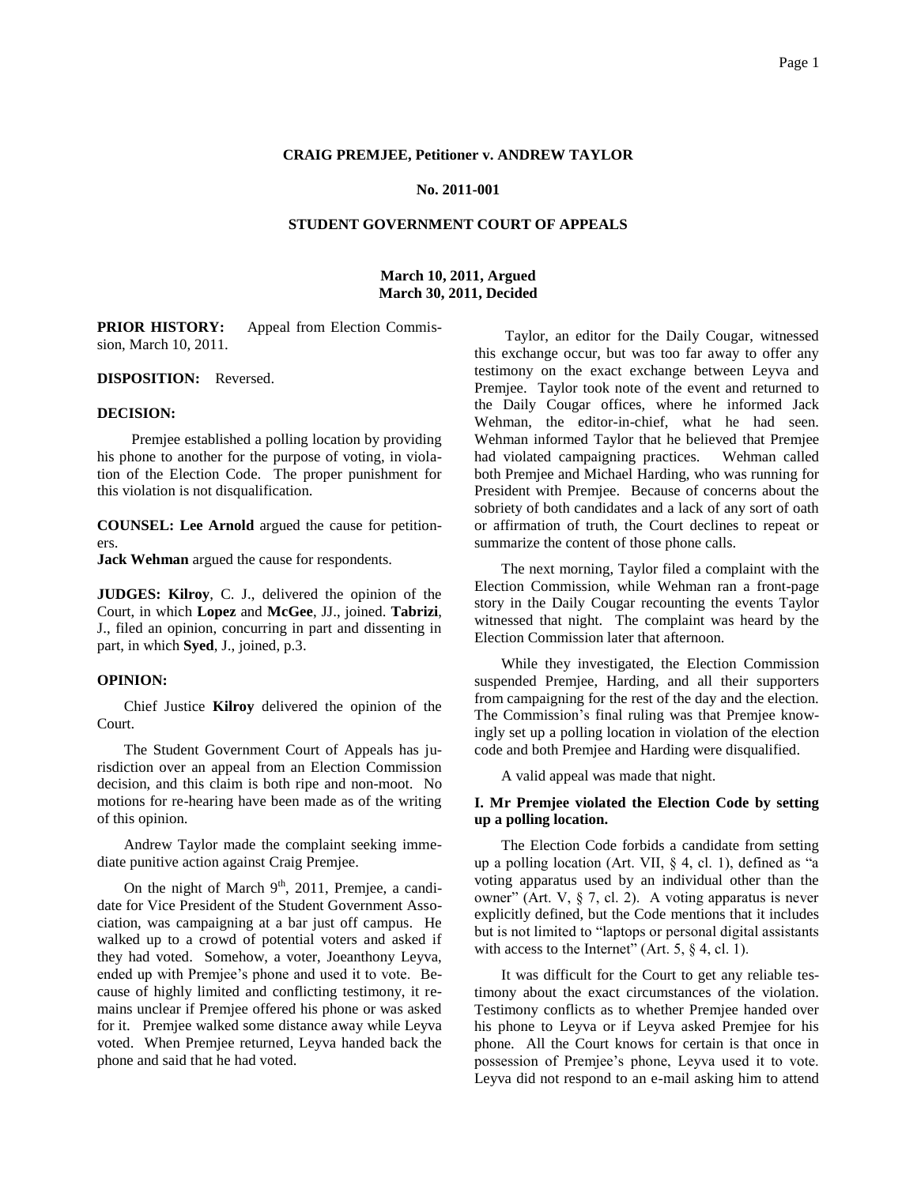**CRAIG PREMJEE, Petitioner v. ANDREW TAYLOR**

**No. 2011-001**

**STUDENT GOVERNMENT COURT OF APPEALS**

**March 10, 2011, Argued**
**March 30, 2011, Decided**

**PRIOR HISTORY:** Appeal from Election Commission, March 10, 2011.

**DISPOSITION:** Reversed.

**DECISION:**

Premjee established a polling location by providing his phone to another for the purpose of voting, in violation of the Election Code. The proper punishment for this violation is not disqualification.

**COUNSEL: Lee Arnold** argued the cause for petitioners.
**Jack Wehman** argued the cause for respondents.

**JUDGES: Kilroy**, C. J., delivered the opinion of the Court, in which **Lopez** and **McGee**, JJ., joined. **Tabrizi**, J., filed an opinion, concurring in part and dissenting in part, in which **Syed**, J., joined, p.3.

**OPINION:**

Chief Justice **Kilroy** delivered the opinion of the Court.

The Student Government Court of Appeals has jurisdiction over an appeal from an Election Commission decision, and this claim is both ripe and non-moot. No motions for re-hearing have been made as of the writing of this opinion.

Andrew Taylor made the complaint seeking immediate punitive action against Craig Premjee.

On the night of March 9th, 2011, Premjee, a candidate for Vice President of the Student Government Association, was campaigning at a bar just off campus. He walked up to a crowd of potential voters and asked if they had voted. Somehow, a voter, Joeanthony Leyva, ended up with Premjee's phone and used it to vote. Because of highly limited and conflicting testimony, it remains unclear if Premjee offered his phone or was asked for it. Premjee walked some distance away while Leyva voted. When Premjee returned, Leyva handed back the phone and said that he had voted.

Taylor, an editor for the Daily Cougar, witnessed this exchange occur, but was too far away to offer any testimony on the exact exchange between Leyva and Premjee. Taylor took note of the event and returned to the Daily Cougar offices, where he informed Jack Wehman, the editor-in-chief, what he had seen. Wehman informed Taylor that he believed that Premjee had violated campaigning practices. Wehman called both Premjee and Michael Harding, who was running for President with Premjee. Because of concerns about the sobriety of both candidates and a lack of any sort of oath or affirmation of truth, the Court declines to repeat or summarize the content of those phone calls.

The next morning, Taylor filed a complaint with the Election Commission, while Wehman ran a front-page story in the Daily Cougar recounting the events Taylor witnessed that night. The complaint was heard by the Election Commission later that afternoon.

While they investigated, the Election Commission suspended Premjee, Harding, and all their supporters from campaigning for the rest of the day and the election. The Commission's final ruling was that Premjee knowingly set up a polling location in violation of the election code and both Premjee and Harding were disqualified.

A valid appeal was made that night.

**I. Mr Premjee violated the Election Code by setting up a polling location.**

The Election Code forbids a candidate from setting up a polling location (Art. VII, § 4, cl. 1), defined as "a voting apparatus used by an individual other than the owner" (Art. V, § 7, cl. 2). A voting apparatus is never explicitly defined, but the Code mentions that it includes but is not limited to "laptops or personal digital assistants with access to the Internet" (Art. 5, § 4, cl. 1).

It was difficult for the Court to get any reliable testimony about the exact circumstances of the violation. Testimony conflicts as to whether Premjee handed over his phone to Leyva or if Leyva asked Premjee for his phone. All the Court knows for certain is that once in possession of Premjee's phone, Leyva used it to vote. Leyva did not respond to an e-mail asking him to attend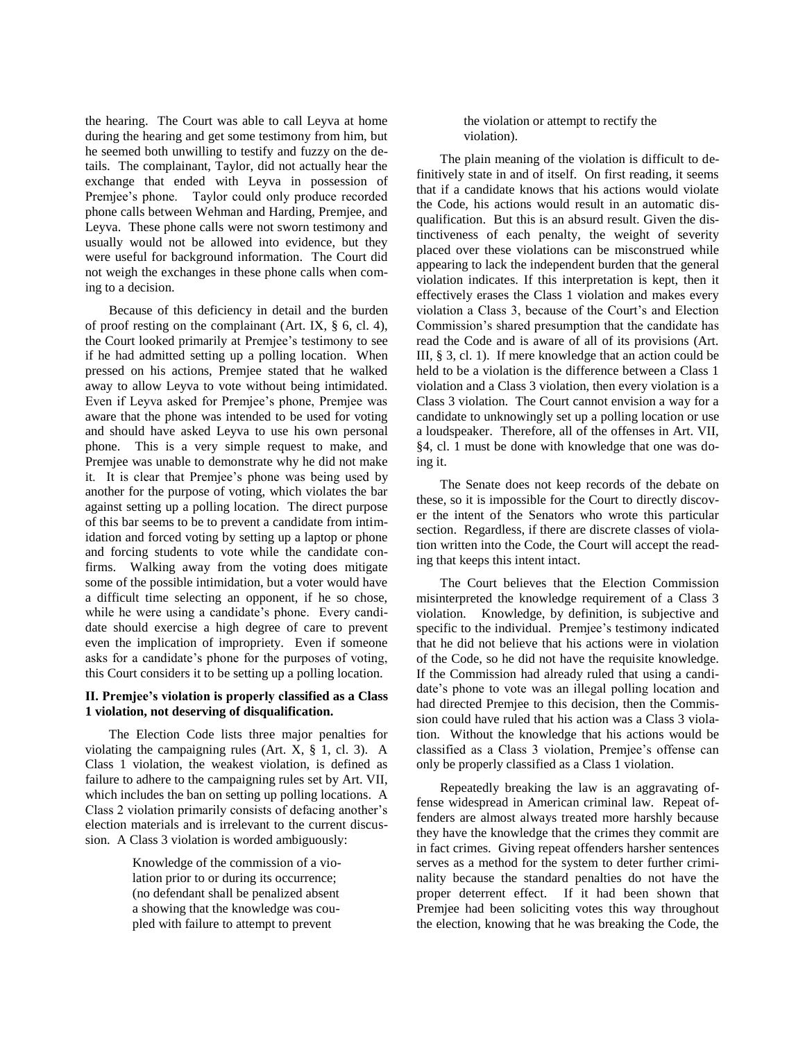the hearing. The Court was able to call Leyva at home during the hearing and get some testimony from him, but he seemed both unwilling to testify and fuzzy on the details. The complainant, Taylor, did not actually hear the exchange that ended with Leyva in possession of Premjee's phone. Taylor could only produce recorded phone calls between Wehman and Harding, Premjee, and Leyva. These phone calls were not sworn testimony and usually would not be allowed into evidence, but they were useful for background information. The Court did not weigh the exchanges in these phone calls when coming to a decision.

Because of this deficiency in detail and the burden of proof resting on the complainant (Art. IX, § 6, cl. 4), the Court looked primarily at Premjee's testimony to see if he had admitted setting up a polling location. When pressed on his actions, Premjee stated that he walked away to allow Leyva to vote without being intimidated. Even if Leyva asked for Premjee's phone, Premjee was aware that the phone was intended to be used for voting and should have asked Leyva to use his own personal phone. This is a very simple request to make, and Premjee was unable to demonstrate why he did not make it. It is clear that Premjee's phone was being used by another for the purpose of voting, which violates the bar against setting up a polling location. The direct purpose of this bar seems to be to prevent a candidate from intimidation and forced voting by setting up a laptop or phone and forcing students to vote while the candidate confirms. Walking away from the voting does mitigate some of the possible intimidation, but a voter would have a difficult time selecting an opponent, if he so chose, while he were using a candidate's phone. Every candidate should exercise a high degree of care to prevent even the implication of impropriety. Even if someone asks for a candidate's phone for the purposes of voting, this Court considers it to be setting up a polling location.

**II. Premjee's violation is properly classified as a Class 1 violation, not deserving of disqualification.**

The Election Code lists three major penalties for violating the campaigning rules (Art. X, § 1, cl. 3). A Class 1 violation, the weakest violation, is defined as failure to adhere to the campaigning rules set by Art. VII, which includes the ban on setting up polling locations. A Class 2 violation primarily consists of defacing another's election materials and is irrelevant to the current discussion. A Class 3 violation is worded ambiguously:

> Knowledge of the commission of a violation prior to or during its occurrence; (no defendant shall be penalized absent a showing that the knowledge was coupled with failure to attempt to prevent the violation or attempt to rectify the violation).

The plain meaning of the violation is difficult to definitively state in and of itself. On first reading, it seems that if a candidate knows that his actions would violate the Code, his actions would result in an automatic disqualification. But this is an absurd result. Given the distinctiveness of each penalty, the weight of severity placed over these violations can be misconstrued while appearing to lack the independent burden that the general violation indicates. If this interpretation is kept, then it effectively erases the Class 1 violation and makes every violation a Class 3, because of the Court's and Election Commission's shared presumption that the candidate has read the Code and is aware of all of its provisions (Art. III, § 3, cl. 1). If mere knowledge that an action could be held to be a violation is the difference between a Class 1 violation and a Class 3 violation, then every violation is a Class 3 violation. The Court cannot envision a way for a candidate to unknowingly set up a polling location or use a loudspeaker. Therefore, all of the offenses in Art. VII, §4, cl. 1 must be done with knowledge that one was doing it.

The Senate does not keep records of the debate on these, so it is impossible for the Court to directly discover the intent of the Senators who wrote this particular section. Regardless, if there are discrete classes of violation written into the Code, the Court will accept the reading that keeps this intent intact.

The Court believes that the Election Commission misinterpreted the knowledge requirement of a Class 3 violation. Knowledge, by definition, is subjective and specific to the individual. Premjee's testimony indicated that he did not believe that his actions were in violation of the Code, so he did not have the requisite knowledge. If the Commission had already ruled that using a candidate's phone to vote was an illegal polling location and had directed Premjee to this decision, then the Commission could have ruled that his action was a Class 3 violation. Without the knowledge that his actions would be classified as a Class 3 violation, Premjee's offense can only be properly classified as a Class 1 violation.

Repeatedly breaking the law is an aggravating offense widespread in American criminal law. Repeat offenders are almost always treated more harshly because they have the knowledge that the crimes they commit are in fact crimes. Giving repeat offenders harsher sentences serves as a method for the system to deter further criminality because the standard penalties do not have the proper deterrent effect. If it had been shown that Premjee had been soliciting votes this way throughout the election, knowing that he was breaking the Code, the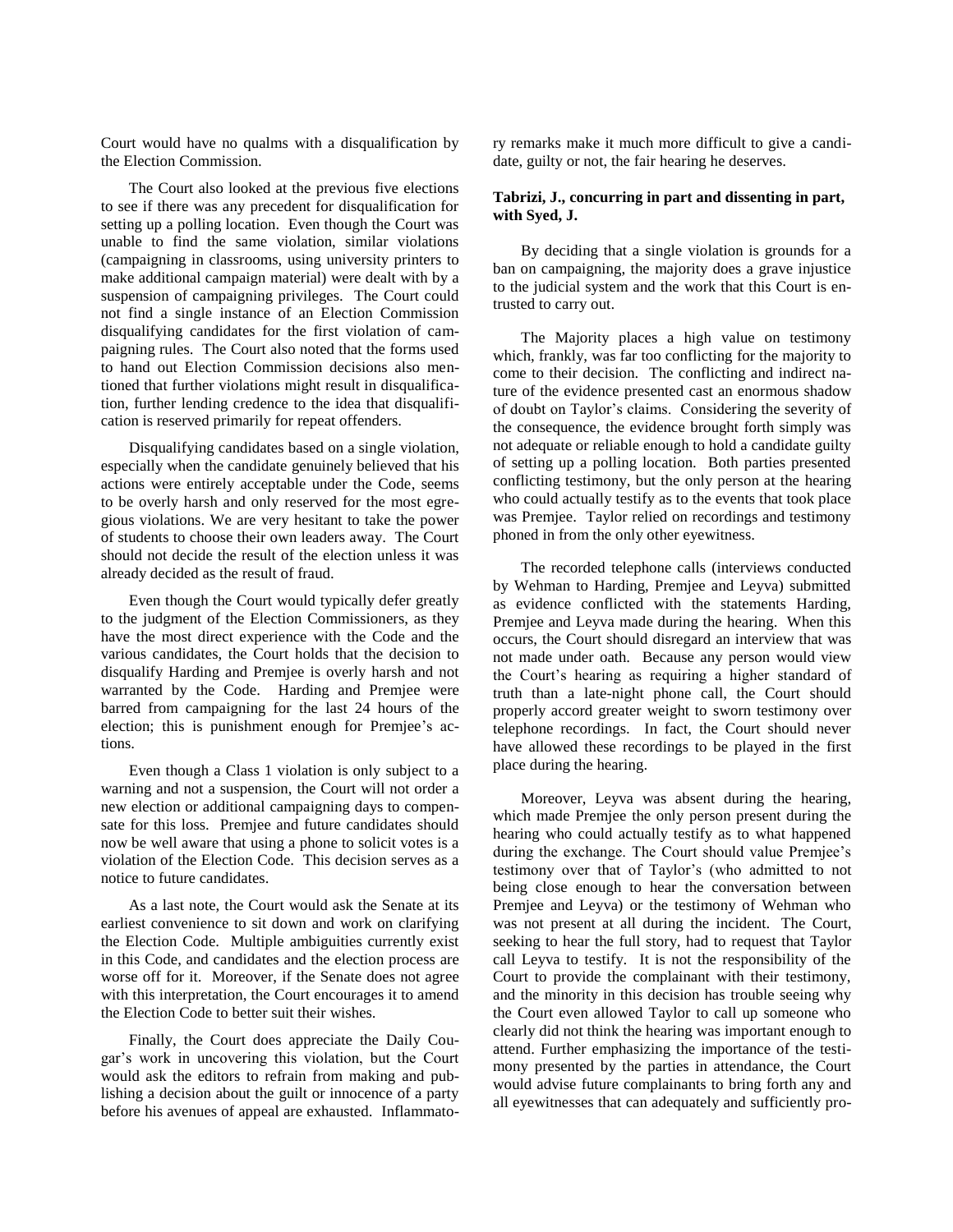Court would have no qualms with a disqualification by the Election Commission.

The Court also looked at the previous five elections to see if there was any precedent for disqualification for setting up a polling location. Even though the Court was unable to find the same violation, similar violations (campaigning in classrooms, using university printers to make additional campaign material) were dealt with by a suspension of campaigning privileges. The Court could not find a single instance of an Election Commission disqualifying candidates for the first violation of campaigning rules. The Court also noted that the forms used to hand out Election Commission decisions also mentioned that further violations might result in disqualification, further lending credence to the idea that disqualification is reserved primarily for repeat offenders.

Disqualifying candidates based on a single violation, especially when the candidate genuinely believed that his actions were entirely acceptable under the Code, seems to be overly harsh and only reserved for the most egregious violations. We are very hesitant to take the power of students to choose their own leaders away. The Court should not decide the result of the election unless it was already decided as the result of fraud.

Even though the Court would typically defer greatly to the judgment of the Election Commissioners, as they have the most direct experience with the Code and the various candidates, the Court holds that the decision to disqualify Harding and Premjee is overly harsh and not warranted by the Code. Harding and Premjee were barred from campaigning for the last 24 hours of the election; this is punishment enough for Premjee's actions.

Even though a Class 1 violation is only subject to a warning and not a suspension, the Court will not order a new election or additional campaigning days to compensate for this loss. Premjee and future candidates should now be well aware that using a phone to solicit votes is a violation of the Election Code. This decision serves as a notice to future candidates.

As a last note, the Court would ask the Senate at its earliest convenience to sit down and work on clarifying the Election Code. Multiple ambiguities currently exist in this Code, and candidates and the election process are worse off for it. Moreover, if the Senate does not agree with this interpretation, the Court encourages it to amend the Election Code to better suit their wishes.

Finally, the Court does appreciate the Daily Cougar's work in uncovering this violation, but the Court would ask the editors to refrain from making and publishing a decision about the guilt or innocence of a party before his avenues of appeal are exhausted. Inflammatory remarks make it much more difficult to give a candidate, guilty or not, the fair hearing he deserves.

**Tabrizi, J., concurring in part and dissenting in part, with Syed, J.**

By deciding that a single violation is grounds for a ban on campaigning, the majority does a grave injustice to the judicial system and the work that this Court is entrusted to carry out.

The Majority places a high value on testimony which, frankly, was far too conflicting for the majority to come to their decision. The conflicting and indirect nature of the evidence presented cast an enormous shadow of doubt on Taylor's claims. Considering the severity of the consequence, the evidence brought forth simply was not adequate or reliable enough to hold a candidate guilty of setting up a polling location. Both parties presented conflicting testimony, but the only person at the hearing who could actually testify as to the events that took place was Premjee. Taylor relied on recordings and testimony phoned in from the only other eyewitness.

The recorded telephone calls (interviews conducted by Wehman to Harding, Premjee and Leyva) submitted as evidence conflicted with the statements Harding, Premjee and Leyva made during the hearing. When this occurs, the Court should disregard an interview that was not made under oath. Because any person would view the Court's hearing as requiring a higher standard of truth than a late-night phone call, the Court should properly accord greater weight to sworn testimony over telephone recordings. In fact, the Court should never have allowed these recordings to be played in the first place during the hearing.

Moreover, Leyva was absent during the hearing, which made Premjee the only person present during the hearing who could actually testify as to what happened during the exchange. The Court should value Premjee's testimony over that of Taylor's (who admitted to not being close enough to hear the conversation between Premjee and Leyva) or the testimony of Wehman who was not present at all during the incident. The Court, seeking to hear the full story, had to request that Taylor call Leyva to testify. It is not the responsibility of the Court to provide the complainant with their testimony, and the minority in this decision has trouble seeing why the Court even allowed Taylor to call up someone who clearly did not think the hearing was important enough to attend. Further emphasizing the importance of the testimony presented by the parties in attendance, the Court would advise future complainants to bring forth any and all eyewitnesses that can adequately and sufficiently pro-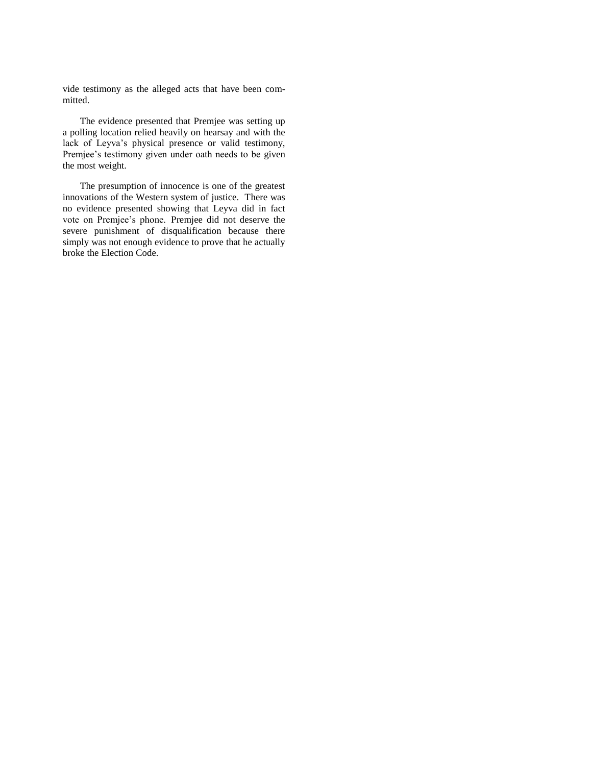vide testimony as the alleged acts that have been committed.

The evidence presented that Premjee was setting up a polling location relied heavily on hearsay and with the lack of Leyva's physical presence or valid testimony, Premjee's testimony given under oath needs to be given the most weight.

The presumption of innocence is one of the greatest innovations of the Western system of justice. There was no evidence presented showing that Leyva did in fact vote on Premjee's phone. Premjee did not deserve the severe punishment of disqualification because there simply was not enough evidence to prove that he actually broke the Election Code.